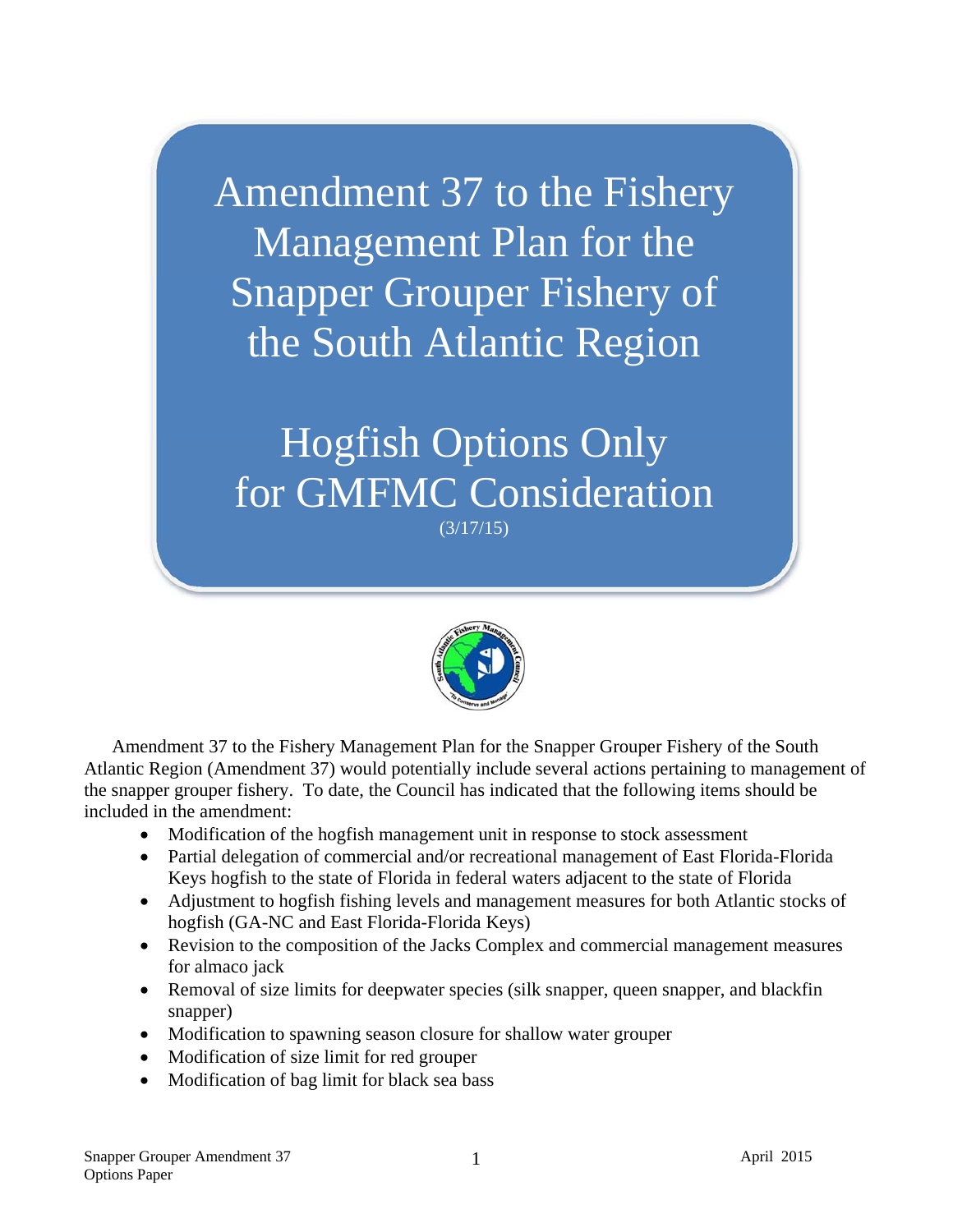# Amendment 37 to the Fishery Management Plan for the Snapper Grouper Fishery of the South Atlantic Region

## Hogfish Options Only for GMFMC Consideration

(3/17/15)

Amendment 37 to the Fishery Management Plan for the Snapper Grouper Fishery of the South Atlantic Region (Amendment 37) would potentially include several actions pertaining to management of the snapper grouper fishery. To date, the Council has indicated that the following items should be included in the amendment:

- Modification of the hogfish management unit in response to stock assessment
- Partial delegation of commercial and/or recreational management of East Florida-Florida Keys hogfish to the state of Florida in federal waters adjacent to the state of Florida
- Adjustment to hogfish fishing levels and management measures for both Atlantic stocks of hogfish (GA-NC and East Florida-Florida Keys)
- Revision to the composition of the Jacks Complex and commercial management measures for almaco jack
- Removal of size limits for deepwater species (silk snapper, queen snapper, and blackfin snapper)
- Modification to spawning season closure for shallow water grouper
- Modification of size limit for red grouper
- Modification of bag limit for black sea bass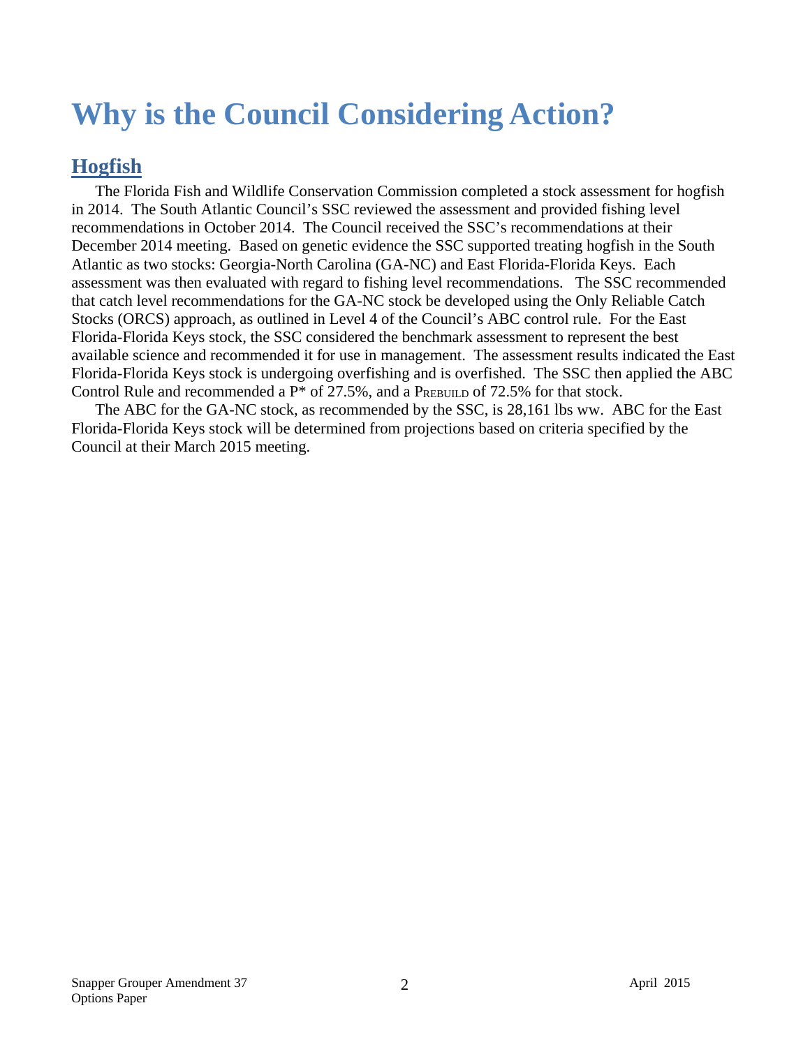# Why is the Council Considering Action?

## Hogfish

The Florida Fish and Wildlife Conservation Commission completed a stock assessment for hogfish in 2014. The South Atlantic Council's SSC reviewed the assessment and provided fishing level recommendations in October 2014. The Council received the SSC's recommendations at their December 2014 meeting. Based on genetic evidence the SSC supported treating hogfish in the South Atlantic as two stocks: Georgia-North Carolina (GA-NC) and East Florida-Florida Keys. Each assessment was then evaluated with regard to fishing level recommendations. The SSC recommended that catch level recommendations for the GA-NC stock be developed using the Only Reliable Catch Stocks (ORCS) approach, as outlined in Level 4 of the Council's ABC control rule. For the East Florida-Florida Keys stock, the SSC considered the benchmark assessment to represent the best available science and recommended it for use in management. The assessment results indicated the East Florida-Florida Keys stock is undergoing overfishing and is overfished. The SSC then applied the ABC Control Rule and recommended a P* of 27.5%, and a $P_{REBUILD}$ of 72.5% for that stock.

The ABC for the GA-NC stock, as recommended by the SSC, is 28,161 lbs ww. ABC for the East Florida-Florida Keys stock will be determined from projections based on criteria specified by the Council at their March 2015 meeting.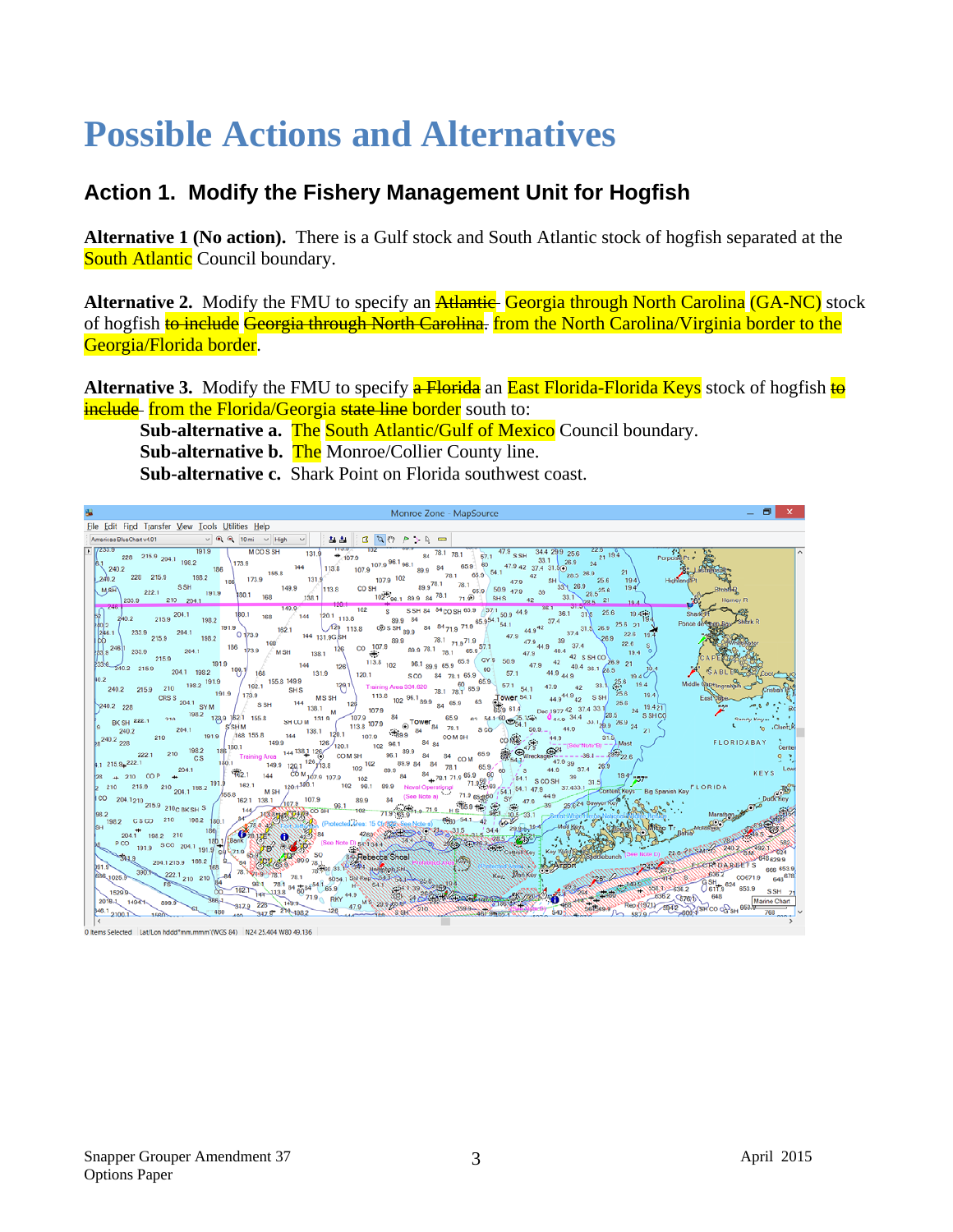# Possible Actions and Alternatives

## Action 1. Modify the Fishery Management Unit for Hogfish

**Alternative 1 (No action).** There is a Gulf stock and South Atlantic stock of hogfish separated at the South Atlantic Council boundary.

**Alternative 2.** Modify the FMU to specify an ~~Atlantic~~ Georgia through North Carolina (GA-NC) stock of hogfish ~~to include~~ ~~Georgia through North Carolina.~~ from the North Carolina/Virginia border to the Georgia/Florida border.

**Alternative 3.** Modify the FMU to specify ~~a Florida~~ an East Florida-Florida Keys stock of hogfish ~~to include~~ from the Florida/Georgia ~~state line~~ border south to:

- **Sub-alternative a.** The South Atlantic/Gulf of Mexico Council boundary.
- **Sub-alternative b.** The Monroe/Collier County line.
- **Sub-alternative c.** Shark Point on Florida southwest coast.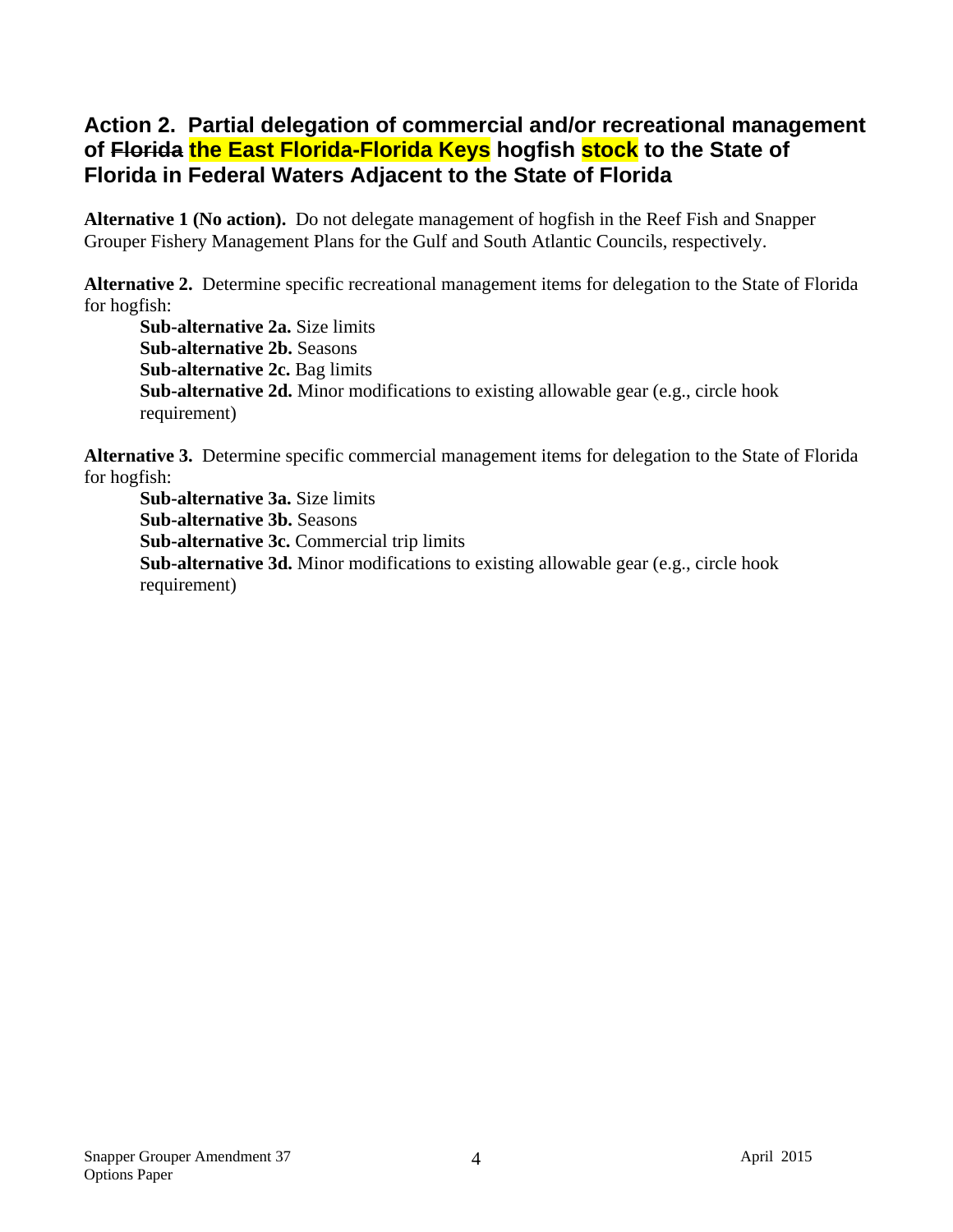## Action 2. Partial delegation of commercial and/or recreational management of ~~Florida~~ the East Florida-Florida Keys hogfish stock to the State of Florida in Federal Waters Adjacent to the State of Florida

**Alternative 1 (No action).** Do not delegate management of hogfish in the Reef Fish and Snapper Grouper Fishery Management Plans for the Gulf and South Atlantic Councils, respectively.

**Alternative 2.** Determine specific recreational management items for delegation to the State of Florida for hogfish:

> **Sub-alternative 2a.** Size limits
> **Sub-alternative 2b.** Seasons
> **Sub-alternative 2c.** Bag limits
> **Sub-alternative 2d.** Minor modifications to existing allowable gear (e.g., circle hook requirement)

**Alternative 3.** Determine specific commercial management items for delegation to the State of Florida for hogfish:

> **Sub-alternative 3a.** Size limits
> **Sub-alternative 3b.** Seasons
> **Sub-alternative 3c.** Commercial trip limits
> **Sub-alternative 3d.** Minor modifications to existing allowable gear (e.g., circle hook requirement)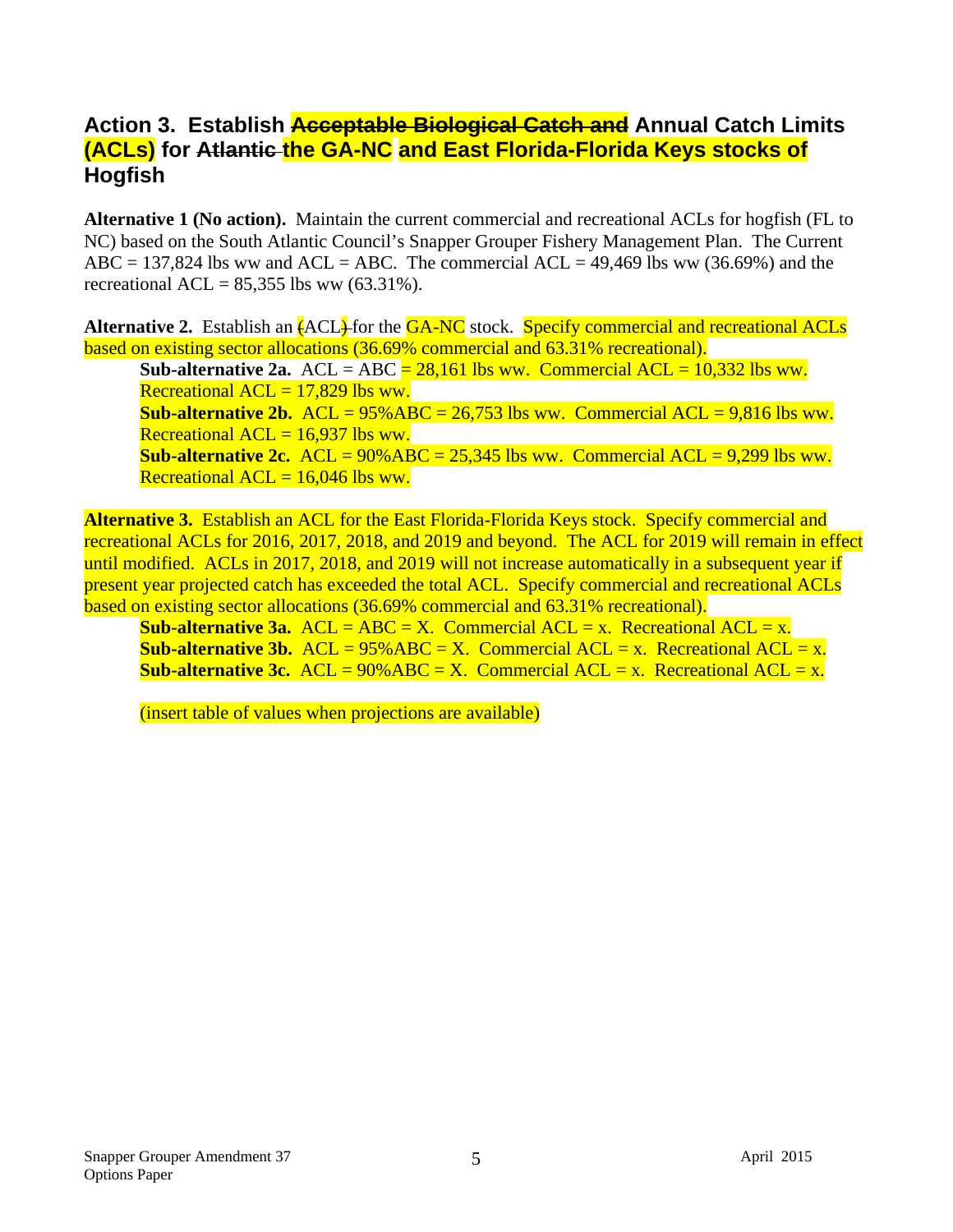## Action 3. Establish ~~Acceptable Biological Catch and~~ Annual Catch Limits (ACLs) for ~~Atlantic~~ the GA-NC and East Florida-Florida Keys stocks of Hogfish

**Alternative 1 (No action).** Maintain the current commercial and recreational ACLs for hogfish (FL to NC) based on the South Atlantic Council's Snapper Grouper Fishery Management Plan. The Current ABC = 137,824 lbs ww and ACL = ABC. The commercial ACL = 49,469 lbs ww (36.69%) and the recreational ACL = 85,355 lbs ww (63.31%).

**Alternative 2.** Establish an ~~(~~ACL~~)~~ for the GA-NC stock. Specify commercial and recreational ACLs based on existing sector allocations (36.69% commercial and 63.31% recreational).

- **Sub-alternative 2a.** ACL = ABC = 28,161 lbs ww. Commercial ACL = 10,332 lbs ww. Recreational ACL = 17,829 lbs ww.
- **Sub-alternative 2b.** ACL = 95%ABC = 26,753 lbs ww. Commercial ACL = 9,816 lbs ww. Recreational ACL = 16,937 lbs ww.
- **Sub-alternative 2c.** ACL = 90%ABC = 25,345 lbs ww. Commercial ACL = 9,299 lbs ww. Recreational ACL = 16,046 lbs ww.

**Alternative 3.** Establish an ACL for the East Florida-Florida Keys stock. Specify commercial and recreational ACLs for 2016, 2017, 2018, and 2019 and beyond. The ACL for 2019 will remain in effect until modified. ACLs in 2017, 2018, and 2019 will not increase automatically in a subsequent year if present year projected catch has exceeded the total ACL. Specify commercial and recreational ACLs based on existing sector allocations (36.69% commercial and 63.31% recreational).

- **Sub-alternative 3a.** ACL = ABC = X. Commercial ACL = x. Recreational ACL = x.
- **Sub-alternative 3b.** ACL = 95%ABC = X. Commercial ACL = x. Recreational ACL = x.
- **Sub-alternative 3c.** ACL = 90%ABC = X. Commercial ACL = x. Recreational ACL = x.

(insert table of values when projections are available)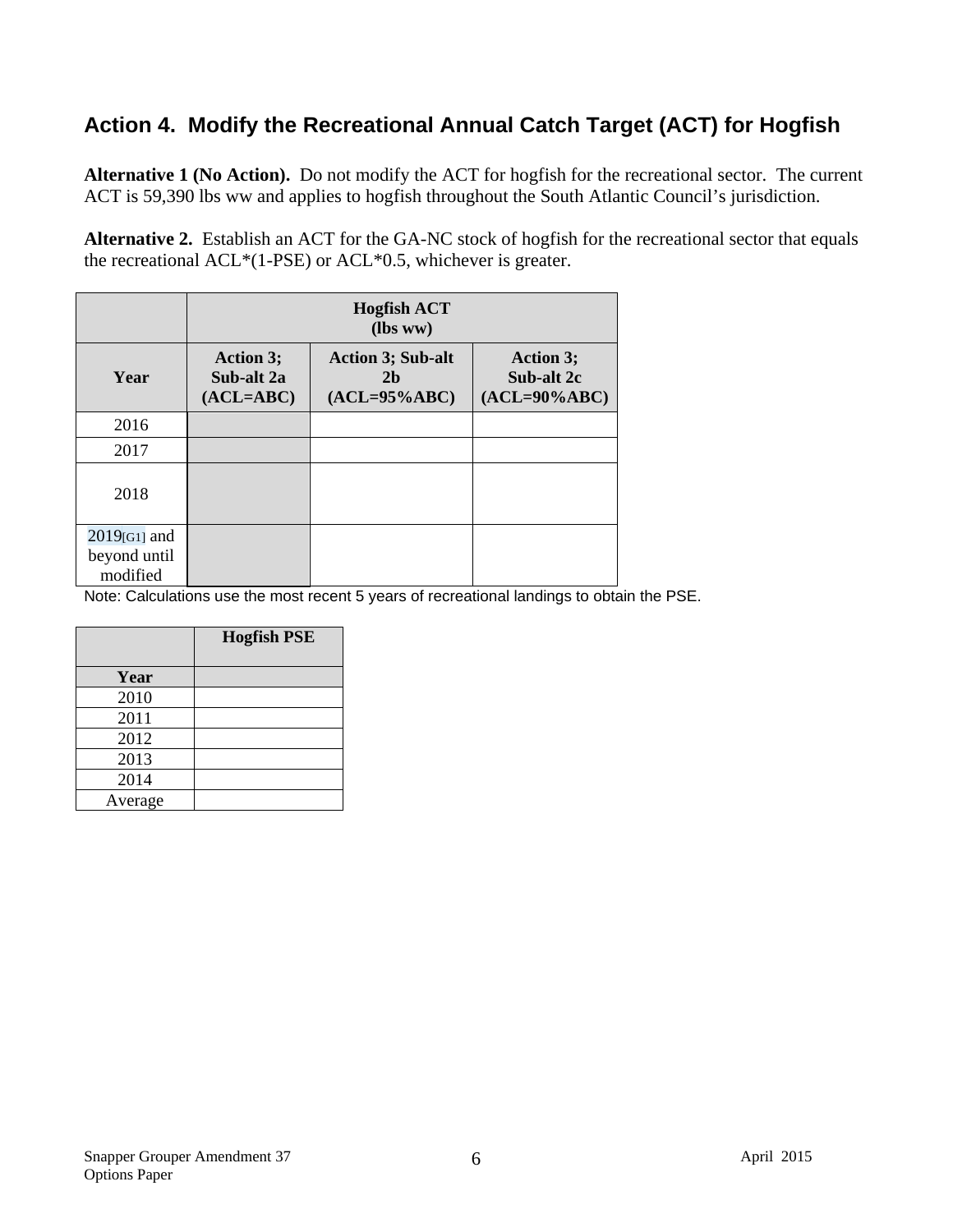## Action 4. Modify the Recreational Annual Catch Target (ACT) for Hogfish

**Alternative 1 (No Action).** Do not modify the ACT for hogfish for the recreational sector. The current ACT is 59,390 lbs ww and applies to hogfish throughout the South Atlantic Council's jurisdiction.

**Alternative 2.** Establish an ACT for the GA-NC stock of hogfish for the recreational sector that equals the recreational ACL*(1-PSE) or ACL*0.5, whichever is greater.

| | **Hogfish ACT (lbs ww)** | | |
|---|---|---|---|
| **Year** | **Action 3; Sub-alt 2a (ACL=ABC)** | **Action 3; Sub-alt 2b (ACL=95%ABC)** | **Action 3; Sub-alt 2c (ACL=90%ABC)** |
| 2016 | | | |
| 2017 | | | |
| 2018 | | | |
| 2019[G1] and beyond until modified | | | |

Note: Calculations use the most recent 5 years of recreational landings to obtain the PSE.

| | **Hogfish PSE** |
|---|---|
| **Year** | |
| 2010 | |
| 2011 | |
| 2012 | |
| 2013 | |
| 2014 | |
| Average | |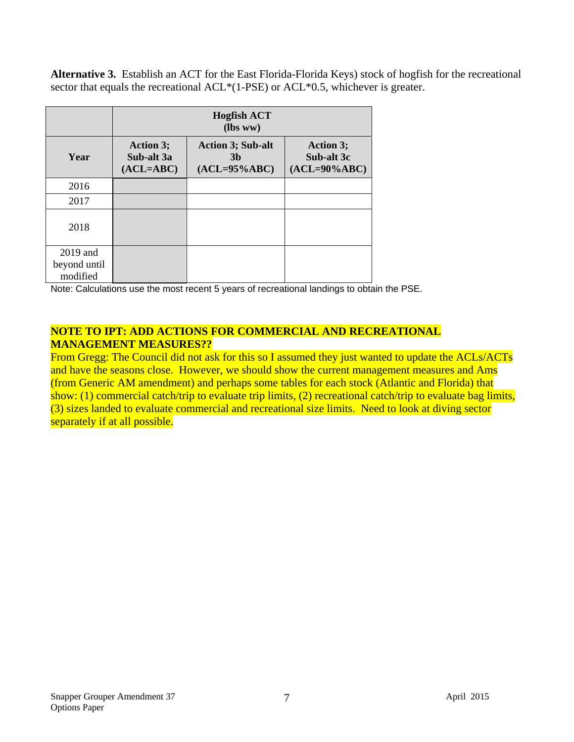**Alternative 3.** Establish an ACT for the East Florida-Florida Keys) stock of hogfish for the recreational sector that equals the recreational ACL*(1-PSE) or ACL*0.5, whichever is greater.

| | Hogfish ACT (lbs ww) | | |
|---|---|---|---|
| **Year** | **Action 3; Sub-alt 3a (ACL=ABC)** | **Action 3; Sub-alt 3b (ACL=95%ABC)** | **Action 3; Sub-alt 3c (ACL=90%ABC)** |
| 2016 | | | |
| 2017 | | | |
| 2018 | | | |
| 2019 and beyond until modified | | | |

Note: Calculations use the most recent 5 years of recreational landings to obtain the PSE.

**NOTE TO IPT: ADD ACTIONS FOR COMMERCIAL AND RECREATIONAL MANAGEMENT MEASURES??**

From Gregg: The Council did not ask for this so I assumed they just wanted to update the ACLs/ACTs and have the seasons close. However, we should show the current management measures and Ams (from Generic AM amendment) and perhaps some tables for each stock (Atlantic and Florida) that show: (1) commercial catch/trip to evaluate trip limits, (2) recreational catch/trip to evaluate bag limits, (3) sizes landed to evaluate commercial and recreational size limits. Need to look at diving sector separately if at all possible.